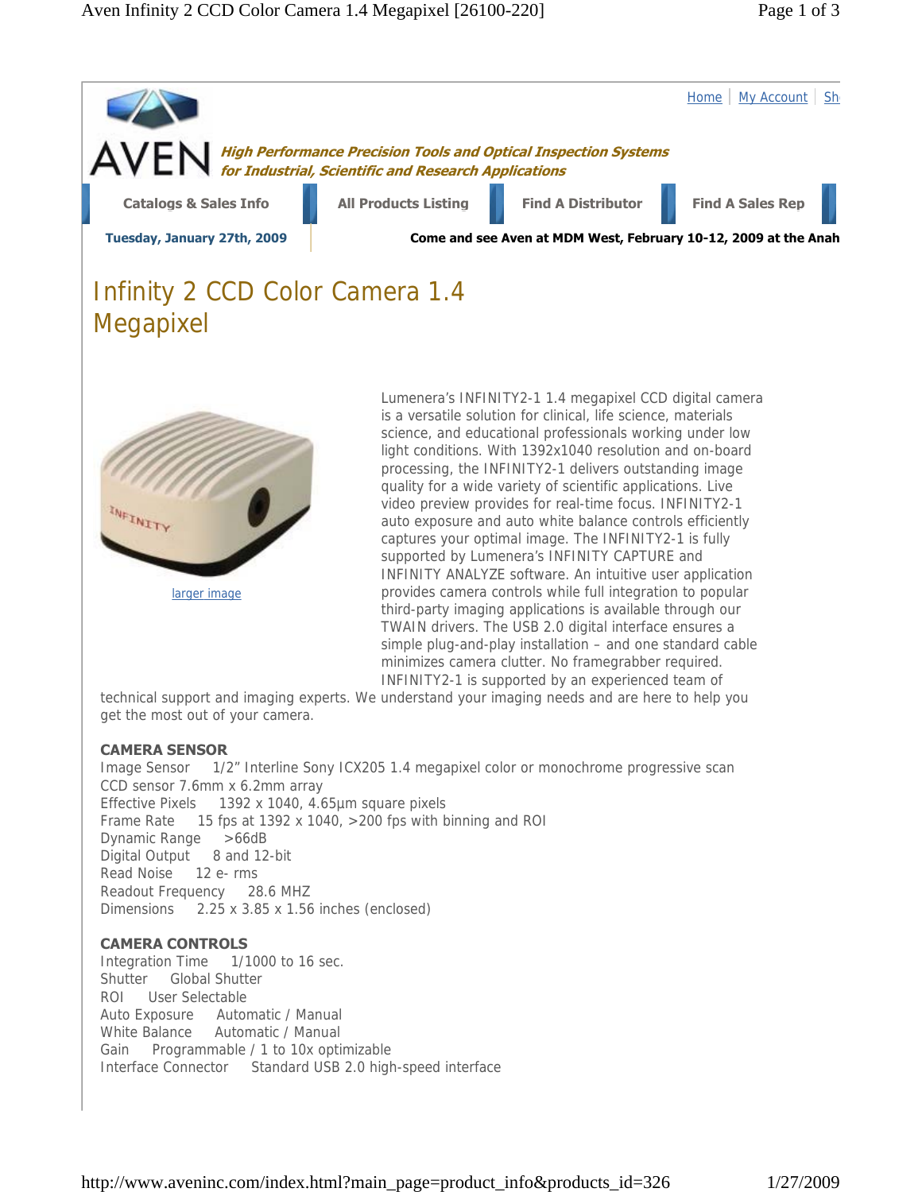Home | My Account | Sh

AVEN

***High Performance Precision Tools and Optical Inspection Systems for Industrial, Scientific and Research Applications***

**Catalogs & Sales Info** | **All Products Listing** | **Find A Distributor** | **Find A Sales Rep**

**Tuesday, January 27th, 2009**

**Come and see Aven at MDM West, February 10-12, 2009 at the Anah**

# Infinity 2 CCD Color Camera 1.4 Megapixel

larger image

Lumenera's INFINITY2-1 1.4 megapixel CCD digital camera is a versatile solution for clinical, life science, materials science, and educational professionals working under low light conditions. With 1392x1040 resolution and on-board processing, the INFINITY2-1 delivers outstanding image quality for a wide variety of scientific applications. Live video preview provides for real-time focus. INFINITY2-1 auto exposure and auto white balance controls efficiently captures your optimal image. The INFINITY2-1 is fully supported by Lumenera's INFINITY CAPTURE and INFINITY ANALYZE software. An intuitive user application provides camera controls while full integration to popular third-party imaging applications is available through our TWAIN drivers. The USB 2.0 digital interface ensures a simple plug-and-play installation – and one standard cable minimizes camera clutter. No framegrabber required. INFINITY2-1 is supported by an experienced team of technical support and imaging experts. We understand your imaging needs and are here to help you get the most out of your camera.

**CAMERA SENSOR**

Image Sensor 1/2" Interline Sony ICX205 1.4 megapixel color or monochrome progressive scan CCD sensor 7.6mm x 6.2mm array
Effective Pixels 1392 x 1040, 4.65µm square pixels
Frame Rate 15 fps at 1392 x 1040, >200 fps with binning and ROI
Dynamic Range >66dB
Digital Output 8 and 12-bit
Read Noise 12 e- rms
Readout Frequency 28.6 MHZ
Dimensions 2.25 x 3.85 x 1.56 inches (enclosed)

**CAMERA CONTROLS**

Integration Time 1/1000 to 16 sec.
Shutter Global Shutter
ROI User Selectable
Auto Exposure Automatic / Manual
White Balance Automatic / Manual
Gain Programmable / 1 to 10x optimizable
Interface Connector Standard USB 2.0 high-speed interface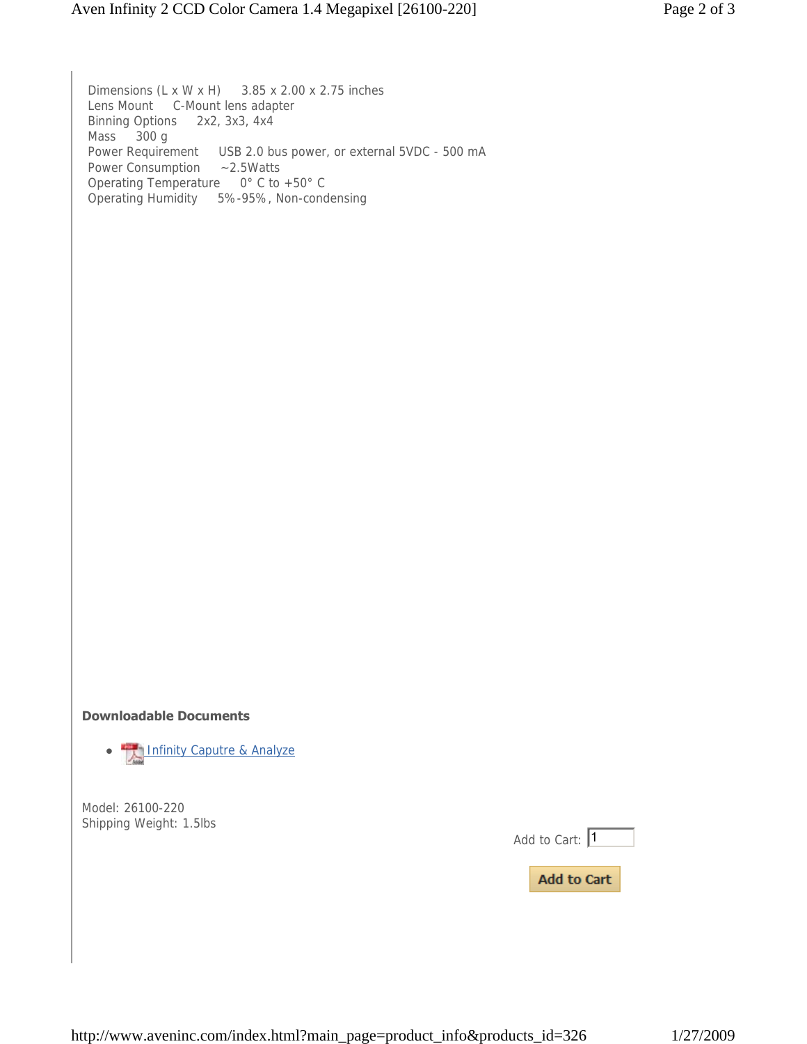| | |
|---|---|
| Dimensions (L x W x H) | 3.85 x 2.00 x 2.75 inches |
| Lens Mount | C-Mount lens adapter |
| Binning Options | 2x2, 3x3, 4x4 |
| Mass | 300 g |
| Power Requirement | USB 2.0 bus power, or external 5VDC - 500 mA |
| Power Consumption | ~2.5Watts |
| Operating Temperature | 0° C to +50° C |
| Operating Humidity | 5%-95%, Non-condensing |

**Downloadable Documents**

- Infinity Caputre & Analyze

Model: 26100-220
Shipping Weight: 1.5lbs

Add to Cart: 1

Add to Cart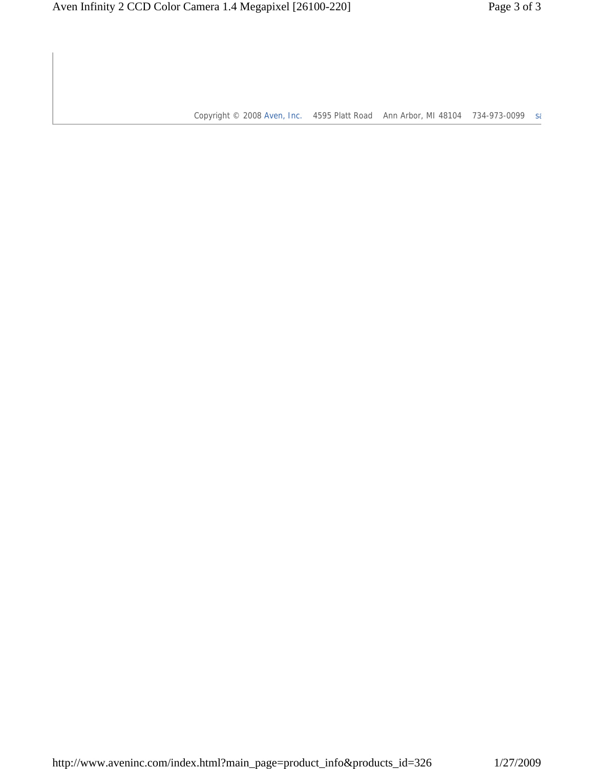Copyright © 2008 Aven, Inc.    4595 Platt Road    Ann Arbor, MI 48104    734-973-0099    sa